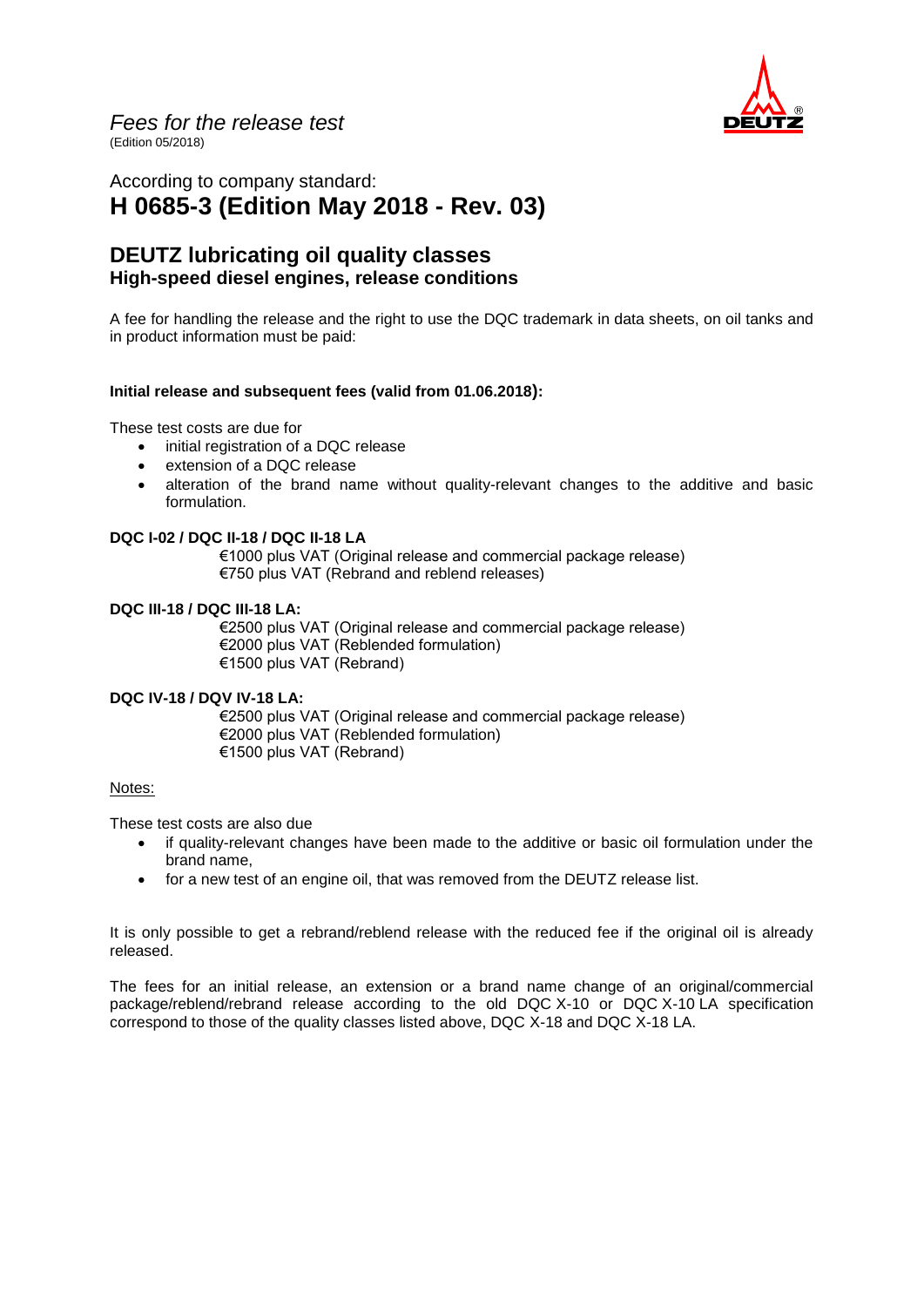*Fees for the release test*
(Edition 05/2018)

According to company standard:

# H 0685-3 (Edition May 2018 - Rev. 03)

## DEUTZ lubricating oil quality classes
### High-speed diesel engines, release conditions

A fee for handling the release and the right to use the DQC trademark in data sheets, on oil tanks and in product information must be paid:

**Initial release and subsequent fees (valid from 01.06.2018):**

These test costs are due for

- initial registration of a DQC release
- extension of a DQC release
- alteration of the brand name without quality-relevant changes to the additive and basic formulation.

**DQC I-02 / DQC II-18 / DQC II-18 LA**

€1000 plus VAT (Original release and commercial package release)
€750 plus VAT (Rebrand and reblend releases)

**DQC III-18 / DQC III-18 LA:**

€2500 plus VAT (Original release and commercial package release)
€2000 plus VAT (Reblended formulation)
€1500 plus VAT (Rebrand)

**DQC IV-18 / DQV IV-18 LA:**

€2500 plus VAT (Original release and commercial package release)
€2000 plus VAT (Reblended formulation)
€1500 plus VAT (Rebrand)

Notes:

These test costs are also due

- if quality-relevant changes have been made to the additive or basic oil formulation under the brand name,
- for a new test of an engine oil, that was removed from the DEUTZ release list.

It is only possible to get a rebrand/reblend release with the reduced fee if the original oil is already released.

The fees for an initial release, an extension or a brand name change of an original/commercial package/reblend/rebrand release according to the old DQC X-10 or DQC X-10 LA specification correspond to those of the quality classes listed above, DQC X-18 and DQC X-18 LA.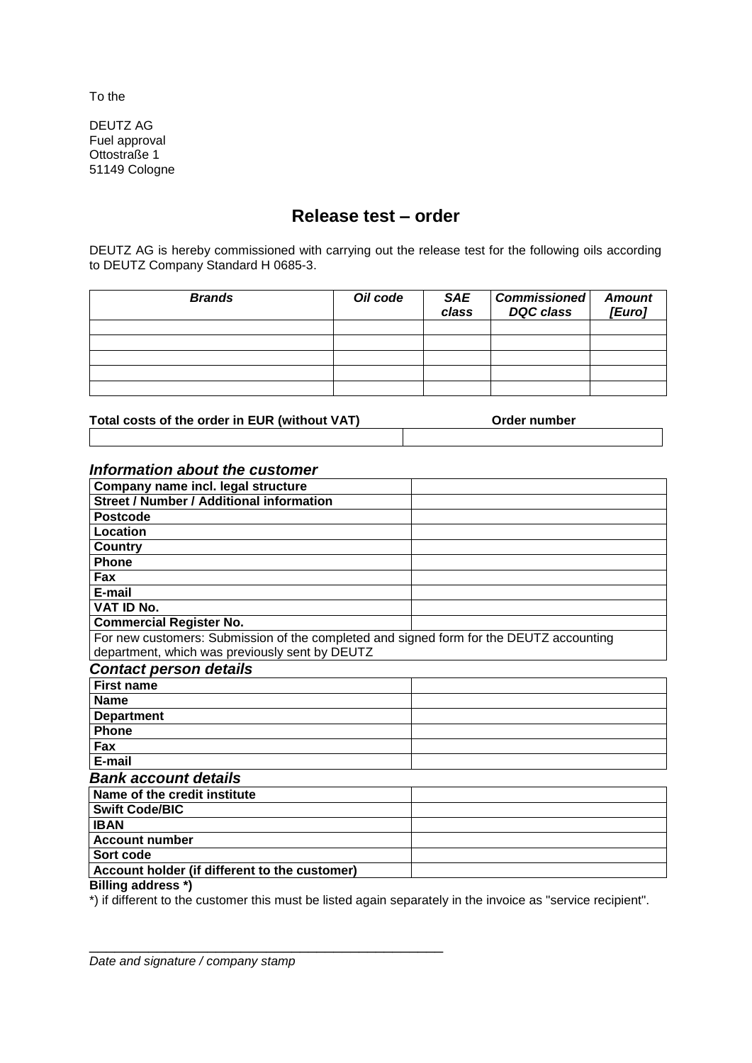To the

DEUTZ AG
Fuel approval
Ottostraße 1
51149 Cologne

# Release test – order

DEUTZ AG is hereby commissioned with carrying out the release test for the following oils according to DEUTZ Company Standard H 0685-3.

| ***Brands*** | ***Oil code*** | ***SAE class*** | ***Commissioned DQC class*** | ***Amount [Euro]*** |
|---|---|---|---|---|
| | | | | |
| | | | | |
| | | | | |
| | | | | |
| | | | | |

| **Total costs of the order in EUR (without VAT)** | **Order number** |
|---|---|
| | |

### *Information about the customer*

| | |
|---|---|
| **Company name incl. legal structure** | |
| **Street / Number / Additional information** | |
| **Postcode** | |
| **Location** | |
| **Country** | |
| **Phone** | |
| **Fax** | |
| **E-mail** | |
| **VAT ID No.** | |
| **Commercial Register No.** | |
| For new customers: Submission of the completed and signed form for the DEUTZ accounting department, which was previously sent by DEUTZ | |

### *Contact person details*

| | |
|---|---|
| **First name** | |
| **Name** | |
| **Department** | |
| **Phone** | |
| **Fax** | |
| **E-mail** | |

### *Bank account details*

| | |
|---|---|
| **Name of the credit institute** | |
| **Swift Code/BIC** | |
| **IBAN** | |
| **Account number** | |
| **Sort code** | |
| **Account holder (if different to the customer)** | |

**Billing address \*)**

\*) if different to the customer this must be listed again separately in the invoice as "service recipient".

\_\_\_\_\_\_\_\_\_\_\_\_\_\_\_\_\_\_\_\_\_\_\_\_\_\_\_\_\_\_\_\_\_\_\_\_\_\_\_\_\_\_\_\_\_\_\_\_

*Date and signature / company stamp*